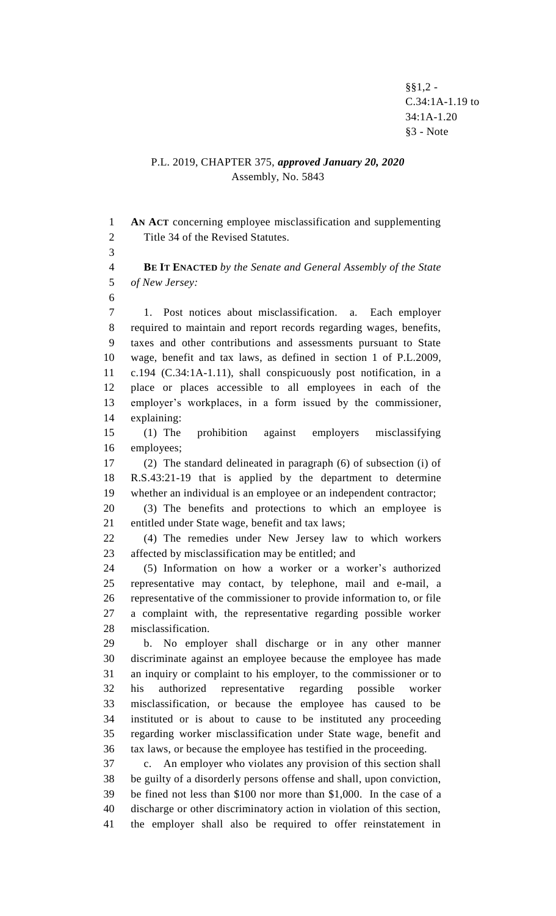§§1,2 -
C.34:1A-1.19 to
34:1A-1.20
§3 - Note

P.L. 2019, CHAPTER 375, ***approved January 20, 2020***
Assembly, No. 5843

**AN ACT** concerning employee misclassification and supplementing Title 34 of the Revised Statutes.

**BE IT ENACTED** *by the Senate and General Assembly of the State of New Jersey:*

1. Post notices about misclassification. a. Each employer required to maintain and report records regarding wages, benefits, taxes and other contributions and assessments pursuant to State wage, benefit and tax laws, as defined in section 1 of P.L.2009, c.194 (C.34:1A-1.11), shall conspicuously post notification, in a place or places accessible to all employees in each of the employer's workplaces, in a form issued by the commissioner, explaining:

(1) The prohibition against employers misclassifying employees;

(2) The standard delineated in paragraph (6) of subsection (i) of R.S.43:21-19 that is applied by the department to determine whether an individual is an employee or an independent contractor;

(3) The benefits and protections to which an employee is entitled under State wage, benefit and tax laws;

(4) The remedies under New Jersey law to which workers affected by misclassification may be entitled; and

(5) Information on how a worker or a worker's authorized representative may contact, by telephone, mail and e-mail, a representative of the commissioner to provide information to, or file a complaint with, the representative regarding possible worker misclassification.

b. No employer shall discharge or in any other manner discriminate against an employee because the employee has made an inquiry or complaint to his employer, to the commissioner or to his authorized representative regarding possible worker misclassification, or because the employee has caused to be instituted or is about to cause to be instituted any proceeding regarding worker misclassification under State wage, benefit and tax laws, or because the employee has testified in the proceeding.

c. An employer who violates any provision of this section shall be guilty of a disorderly persons offense and shall, upon conviction, be fined not less than $100 nor more than $1,000. In the case of a discharge or other discriminatory action in violation of this section, the employer shall also be required to offer reinstatement in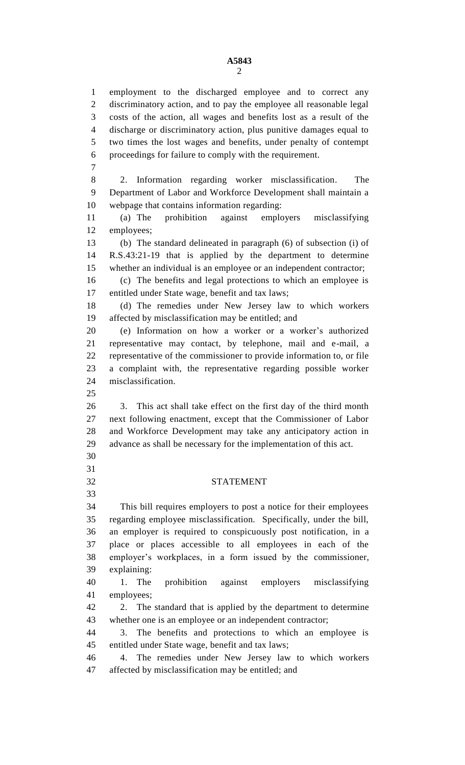employment to the discharged employee and to correct any discriminatory action, and to pay the employee all reasonable legal costs of the action, all wages and benefits lost as a result of the discharge or discriminatory action, plus punitive damages equal to two times the lost wages and benefits, under penalty of contempt proceedings for failure to comply with the requirement.

2. Information regarding worker misclassification. The Department of Labor and Workforce Development shall maintain a webpage that contains information regarding:

(a) The prohibition against employers misclassifying employees;

(b) The standard delineated in paragraph (6) of subsection (i) of R.S.43:21-19 that is applied by the department to determine whether an individual is an employee or an independent contractor;

(c) The benefits and legal protections to which an employee is entitled under State wage, benefit and tax laws;

(d) The remedies under New Jersey law to which workers affected by misclassification may be entitled; and

(e) Information on how a worker or a worker's authorized representative may contact, by telephone, mail and e-mail, a representative of the commissioner to provide information to, or file a complaint with, the representative regarding possible worker misclassification.

3. This act shall take effect on the first day of the third month next following enactment, except that the Commissioner of Labor and Workforce Development may take any anticipatory action in advance as shall be necessary for the implementation of this act.

## STATEMENT

This bill requires employers to post a notice for their employees regarding employee misclassification. Specifically, under the bill, an employer is required to conspicuously post notification, in a place or places accessible to all employees in each of the employer's workplaces, in a form issued by the commissioner, explaining:

1. The prohibition against employers misclassifying employees;
2. The standard that is applied by the department to determine whether one is an employee or an independent contractor;
3. The benefits and protections to which an employee is entitled under State wage, benefit and tax laws;
4. The remedies under New Jersey law to which workers affected by misclassification may be entitled; and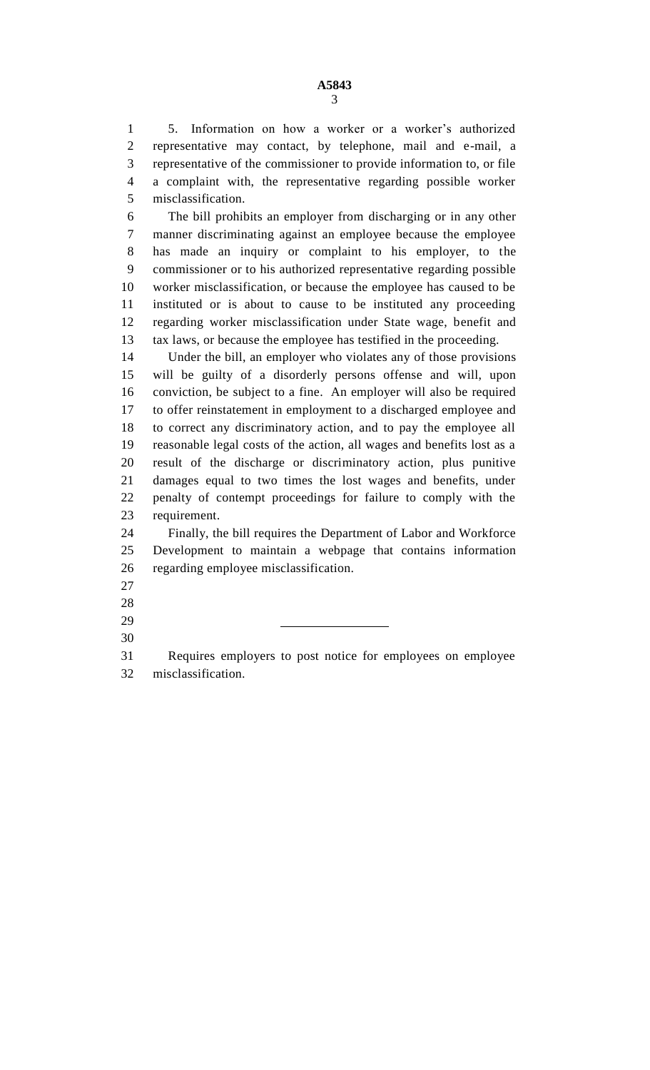5. Information on how a worker or a worker's authorized representative may contact, by telephone, mail and e-mail, a representative of the commissioner to provide information to, or file a complaint with, the representative regarding possible worker misclassification.

The bill prohibits an employer from discharging or in any other manner discriminating against an employee because the employee has made an inquiry or complaint to his employer, to the commissioner or to his authorized representative regarding possible worker misclassification, or because the employee has caused to be instituted or is about to cause to be instituted any proceeding regarding worker misclassification under State wage, benefit and tax laws, or because the employee has testified in the proceeding.

Under the bill, an employer who violates any of those provisions will be guilty of a disorderly persons offense and will, upon conviction, be subject to a fine. An employer will also be required to offer reinstatement in employment to a discharged employee and to correct any discriminatory action, and to pay the employee all reasonable legal costs of the action, all wages and benefits lost as a result of the discharge or discriminatory action, plus punitive damages equal to two times the lost wages and benefits, under penalty of contempt proceedings for failure to comply with the requirement.

Finally, the bill requires the Department of Labor and Workforce Development to maintain a webpage that contains information regarding employee misclassification.

---

Requires employers to post notice for employees on employee misclassification.